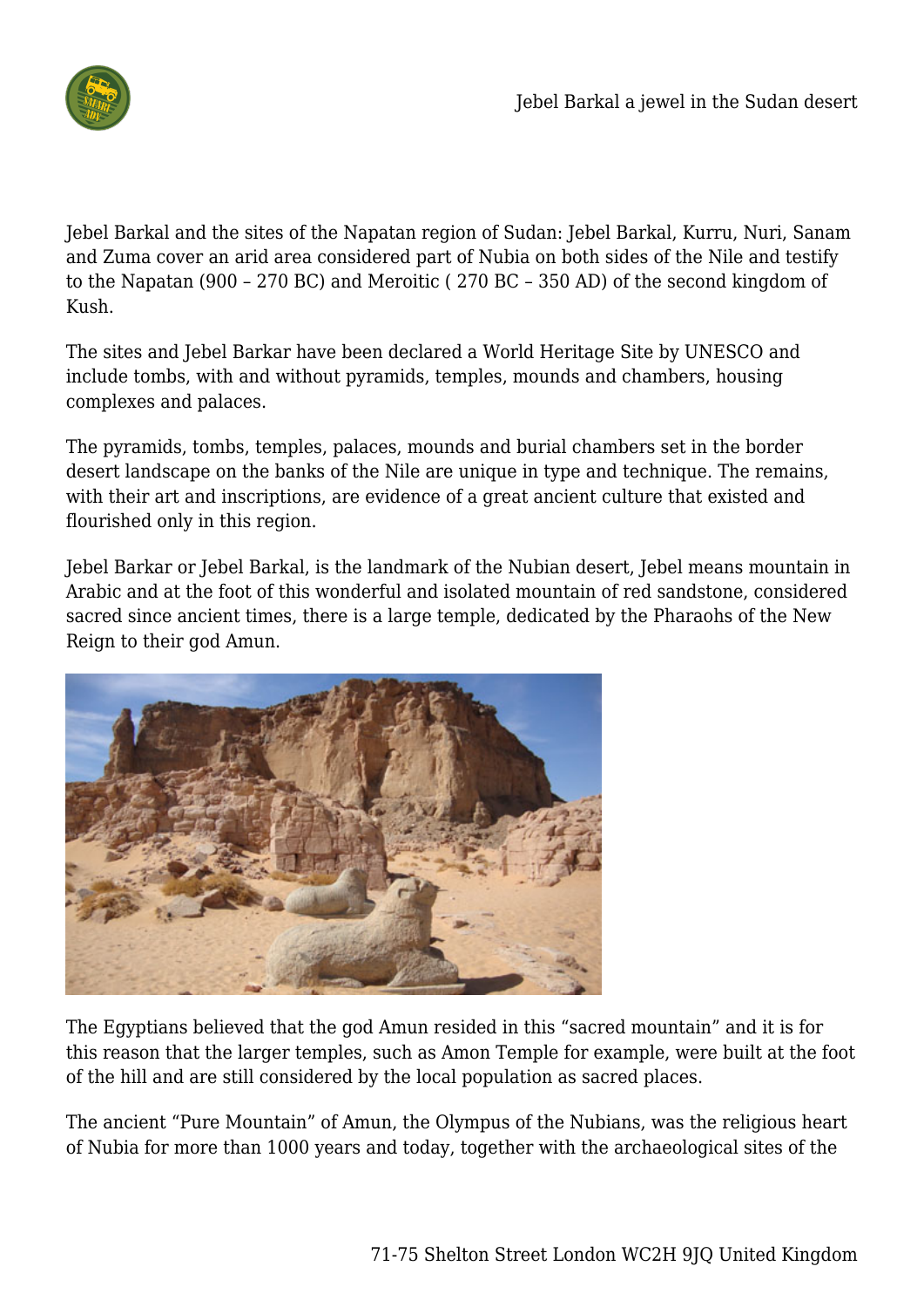Jebel Barkal and the sites of the Napatan region of Sudan: Jebel Barkal, Kurru, Nuri, Sanam and Zuma cover an arid area considered part of Nubia on both sides of the Nile and testify to the Napatan (900 – 270 BC) and Meroitic ( 270 BC – 350 AD) of the second kingdom of Kush.

The sites and Jebel Barkar have been declared a World Heritage Site by UNESCO and include tombs, with and without pyramids, temples, mounds and chambers, housing complexes and palaces.

The pyramids, tombs, temples, palaces, mounds and burial chambers set in the border desert landscape on the banks of the Nile are unique in type and technique. The remains, with their art and inscriptions, are evidence of a great ancient culture that existed and flourished only in this region.

Jebel Barkar or Jebel Barkal, is the landmark of the Nubian desert, Jebel means mountain in Arabic and at the foot of this wonderful and isolated mountain of red sandstone, considered sacred since ancient times, there is a large temple, dedicated by the Pharaohs of the New Reign to their god Amun.

The Egyptians believed that the god Amun resided in this "sacred mountain" and it is for this reason that the larger temples, such as Amon Temple for example, were built at the foot of the hill and are still considered by the local population as sacred places.

The ancient "Pure Mountain" of Amun, the Olympus of the Nubians, was the religious heart of Nubia for more than 1000 years and today, together with the archaeological sites of the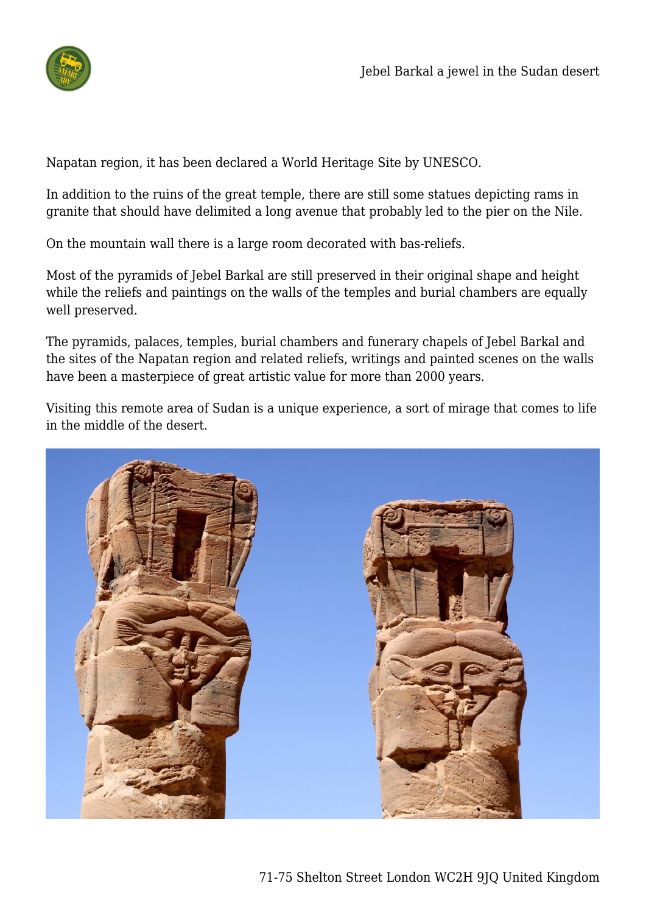Napatan region, it has been declared a World Heritage Site by UNESCO.

In addition to the ruins of the great temple, there are still some statues depicting rams in granite that should have delimited a long avenue that probably led to the pier on the Nile.

On the mountain wall there is a large room decorated with bas-reliefs.

Most of the pyramids of Jebel Barkal are still preserved in their original shape and height while the reliefs and paintings on the walls of the temples and burial chambers are equally well preserved.

The pyramids, palaces, temples, burial chambers and funerary chapels of Jebel Barkal and the sites of the Napatan region and related reliefs, writings and painted scenes on the walls have been a masterpiece of great artistic value for more than 2000 years.

Visiting this remote area of Sudan is a unique experience, a sort of mirage that comes to life in the middle of the desert.